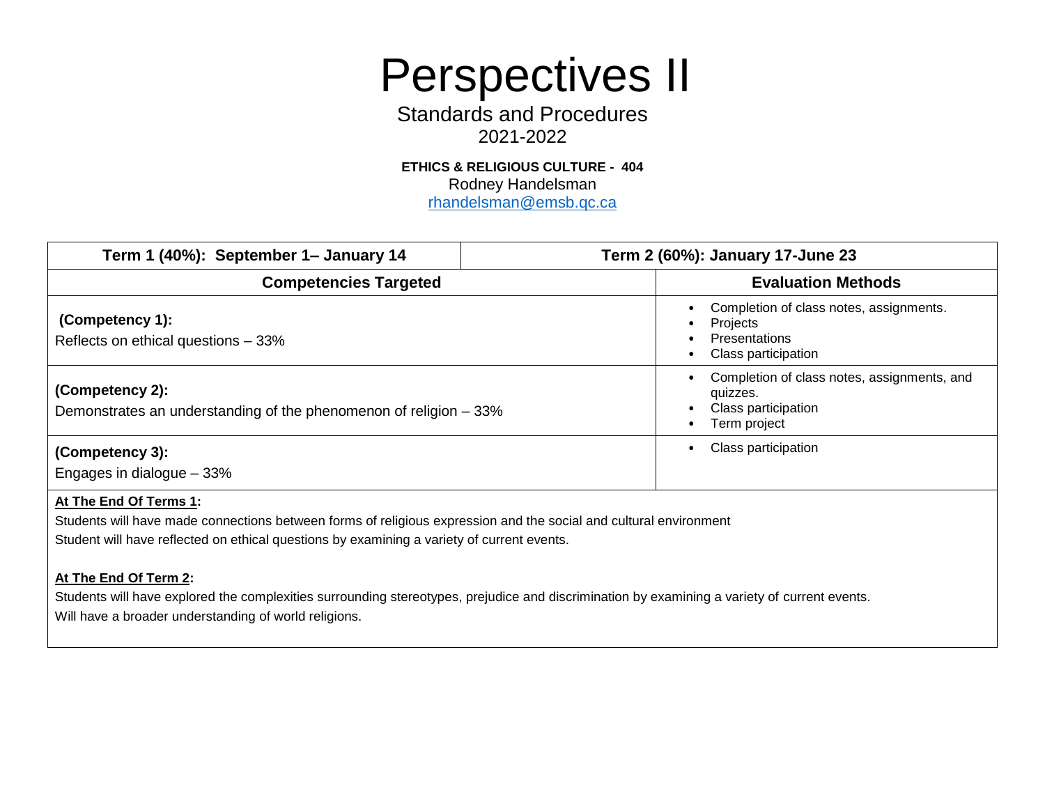# Perspectives II

Standards and Procedures
2021-2022

**ETHICS & RELIGIOUS CULTURE - 404**
Rodney Handelsman
rhandelsman@emsb.qc.ca

| Term 1 (40%): September 1– January 14 | Term 2 (60%): January 17-June 23 |
|---|---|
| **Competencies Targeted** | **Evaluation Methods** |
| **(Competency 1):**<br>Reflects on ethical questions – 33% | • Completion of class notes, assignments.<br>• Projects<br>• Presentations<br>• Class participation |
| **(Competency 2):**<br>Demonstrates an understanding of the phenomenon of religion – 33% | • Completion of class notes, assignments, and quizzes.<br>• Class participation<br>• Term project |
| **(Competency 3):**<br>Engages in dialogue – 33% | • Class participation |

**At The End Of Terms 1:**

Students will have made connections between forms of religious expression and the social and cultural environment

Student will have reflected on ethical questions by examining a variety of current events.

**At The End Of Term 2:**

Students will have explored the complexities surrounding stereotypes, prejudice and discrimination by examining a variety of current events.

Will have a broader understanding of world religions.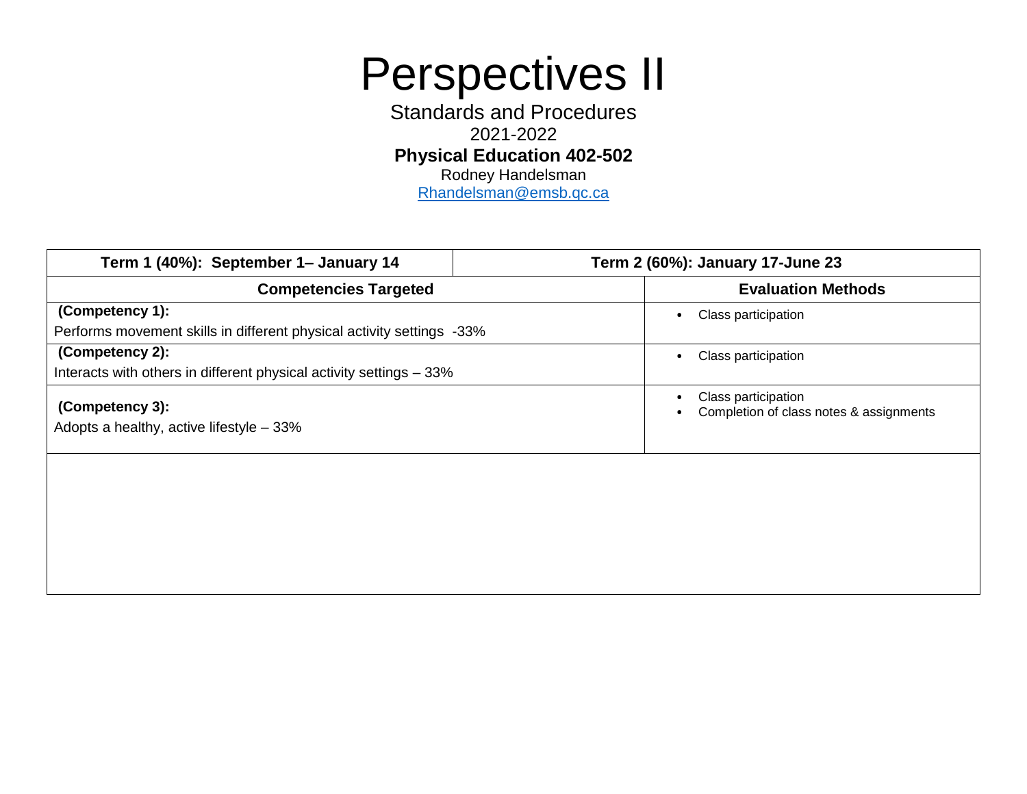# Perspectives II

Standards and Procedures

2021-2022

**Physical Education 402-502**

Rodney Handelsman

Rhandelsman@emsb.qc.ca

| **Term 1 (40%): September 1– January 14** | **Term 2 (60%): January 17-June 23** |
| --- | --- |
| **Competencies Targeted** | **Evaluation Methods** |
| **(Competency 1):** Performs movement skills in different physical activity settings -33% | • Class participation |
| **(Competency 2):** Interacts with others in different physical activity settings – 33% | • Class participation |
| **(Competency 3):** Adopts a healthy, active lifestyle – 33% | • Class participation<br>• Completion of class notes & assignments |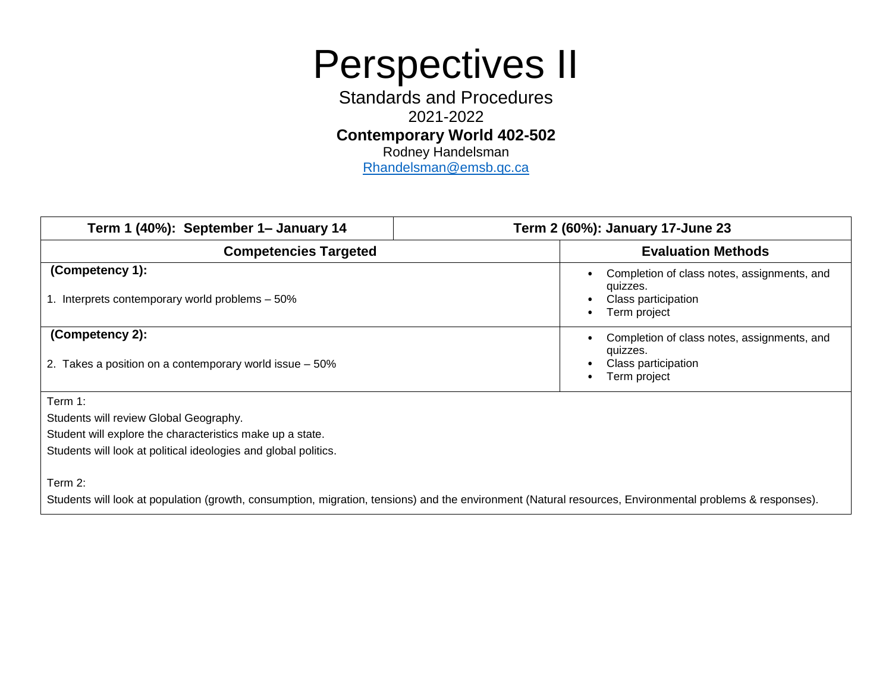# Perspectives II

Standards and Procedures

2021-2022

**Contemporary World 402-502**

Rodney Handelsman

Rhandelsman@emsb.qc.ca

| **Term 1 (40%): September 1– January 14** | **Term 2 (60%): January 17-June 23** |
|---|---|
| **Competencies Targeted** | **Evaluation Methods** |
| **(Competency 1):**<br><br>1. Interprets contemporary world problems – 50% | • Completion of class notes, assignments, and quizzes.<br>• Class participation<br>• Term project |
| **(Competency 2):**<br><br>2. Takes a position on a contemporary world issue – 50% | • Completion of class notes, assignments, and quizzes.<br>• Class participation<br>• Term project |

Term 1:

Students will review Global Geography.

Student will explore the characteristics make up a state.

Students will look at political ideologies and global politics.

Term 2:

Students will look at population (growth, consumption, migration, tensions) and the environment (Natural resources, Environmental problems & responses).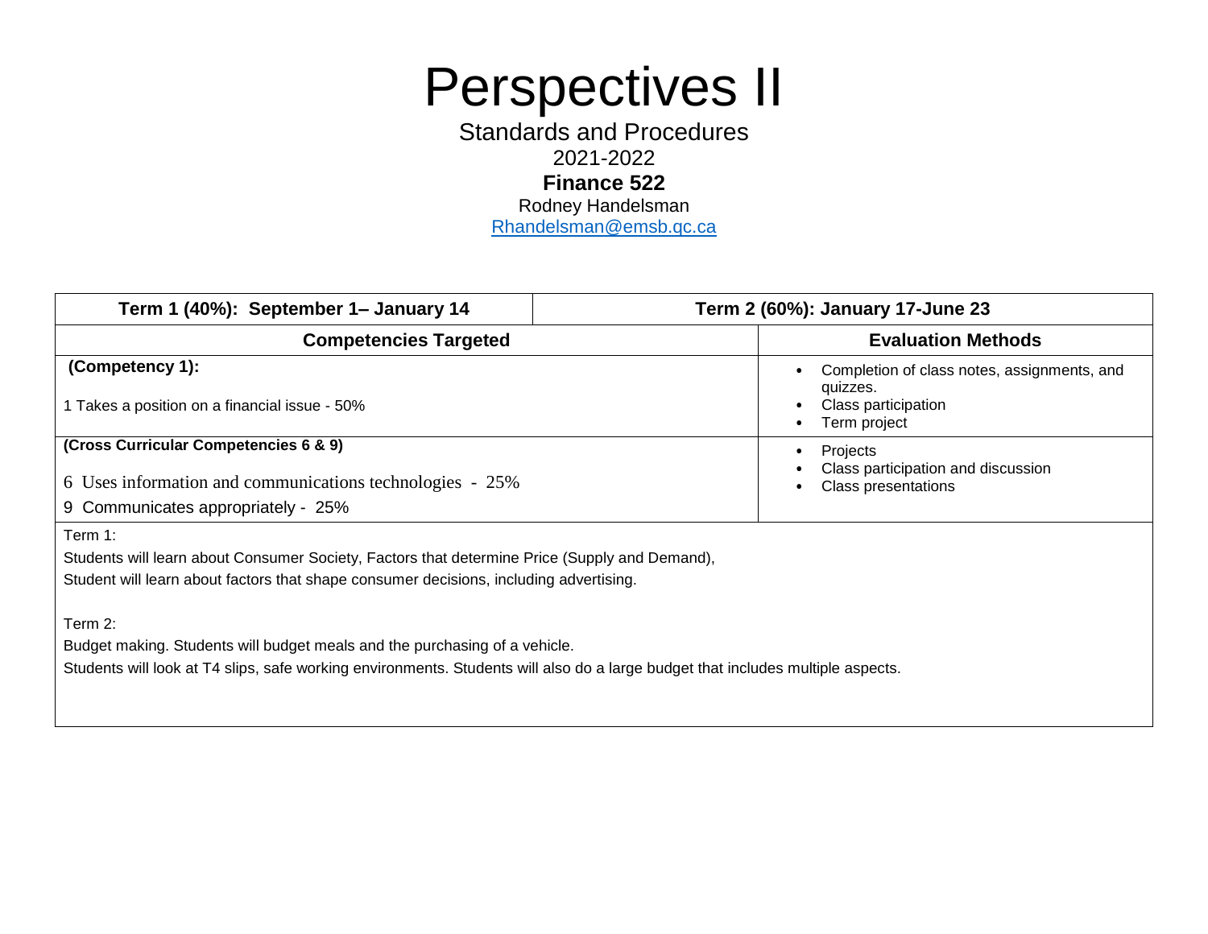# Perspectives II

Standards and Procedures

2021-2022

**Finance 522**

Rodney Handelsman

Rhandelsman@emsb.qc.ca

| **Term 1 (40%): September 1– January 14** | **Term 2 (60%): January 17-June 23** |
|---|---|
| **Competencies Targeted** | **Evaluation Methods** |
| **(Competency 1):**<br><br>1 Takes a position on a financial issue - 50% | • Completion of class notes, assignments, and quizzes.<br>• Class participation<br>• Term project |
| **(Cross Curricular Competencies 6 & 9)**<br><br>6 Uses information and communications technologies - 25%<br><br>9 Communicates appropriately - 25% | • Projects<br>• Class participation and discussion<br>• Class presentations |
| Term 1:<br>Students will learn about Consumer Society, Factors that determine Price (Supply and Demand),<br>Student will learn about factors that shape consumer decisions, including advertising.<br><br>Term 2:<br>Budget making. Students will budget meals and the purchasing of a vehicle.<br>Students will look at T4 slips, safe working environments. Students will also do a large budget that includes multiple aspects. | |